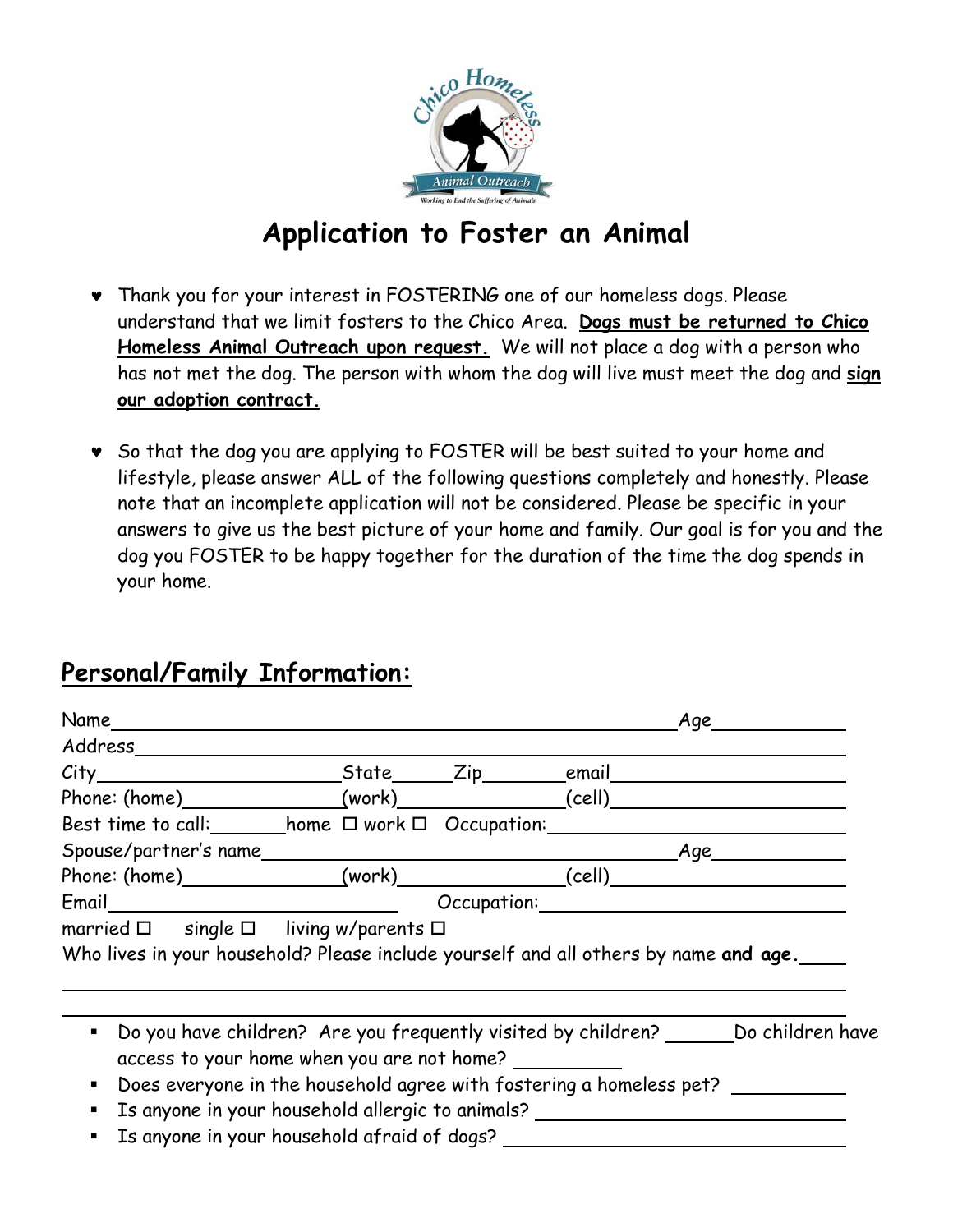# Application to Foster an Animal

- Thank you for your interest in FOSTERING one of our homeless dogs. Please understand that we limit fosters to the Chico Area. **Dogs must be returned to Chico Homeless Animal Outreach upon request.** We will not place a dog with a person who has not met the dog. The person with whom the dog will live must meet the dog and **sign our adoption contract.**

- So that the dog you are applying to FOSTER will be best suited to your home and lifestyle, please answer ALL of the following questions completely and honestly. Please note that an incomplete application will not be considered. Please be specific in your answers to give us the best picture of your home and family. Our goal is for you and the dog you FOSTER to be happy together for the duration of the time the dog spends in your home.

## Personal/Family Information:

Name______________________________________________ Age__________

Address______________________________________________________________

City____________________ State_____ Zip_______ email____________________

Phone: (home)______________ (work)______________ (cell)____________________

Best time to call:_______ home ☐ work ☐ Occupation:___________________________

Spouse/partner's name________________________________________ Age__________

Phone: (home)______________ (work)______________ (cell)____________________

Email__________________________ Occupation:_______________________________

married ☐ single ☐ living w/parents ☐

Who lives in your household? Please include yourself and all others by name **and age.**____

______________________________________________________________________________

______________________________________________________________________________

- Do you have children? Are you frequently visited by children? ______ Do children have access to your home when you are not home? _________
- Does everyone in the household agree with fostering a homeless pet? __________
- Is anyone in your household allergic to animals? ____________________________
- Is anyone in your household afraid of dogs? ________________________________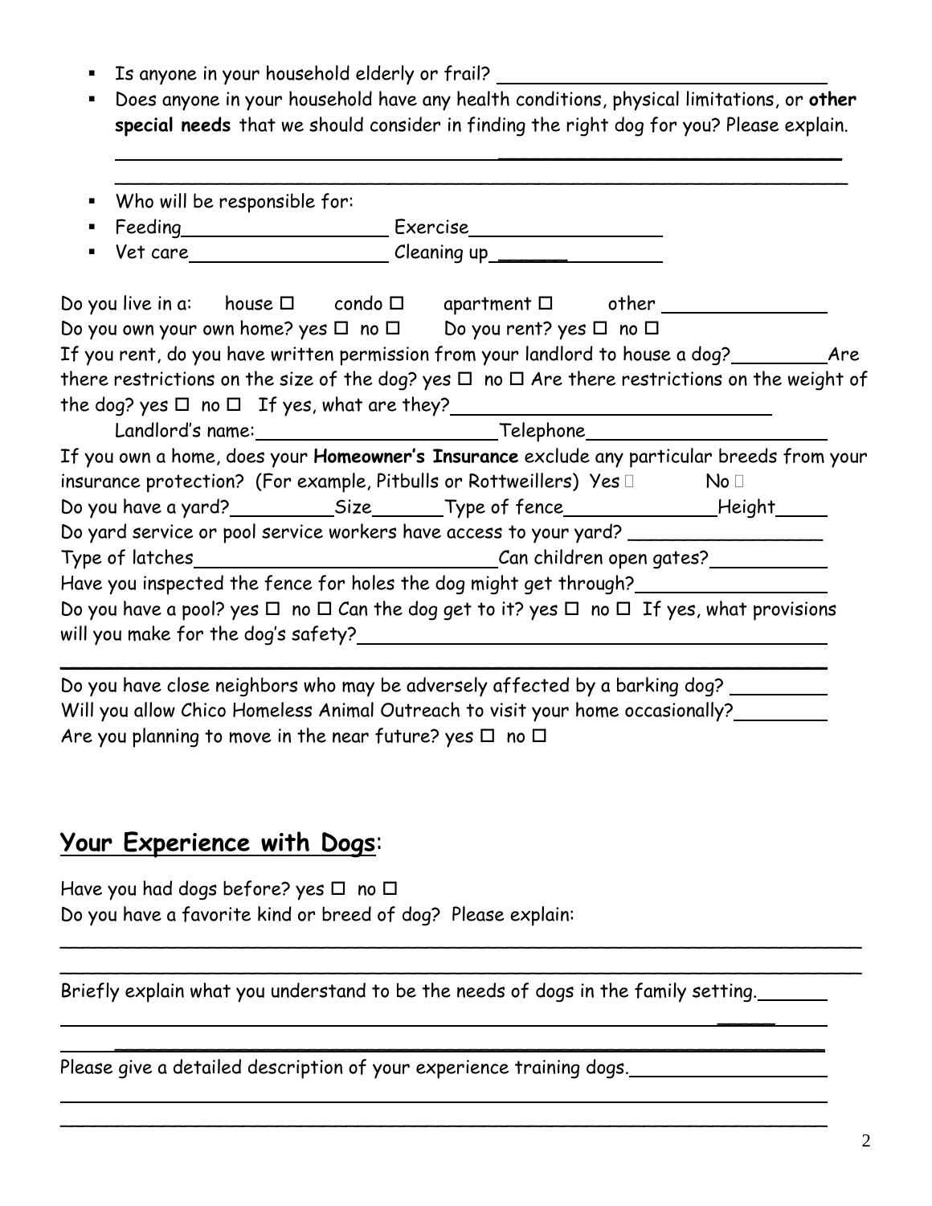- Is anyone in your household elderly or frail? ______________________________
- Does anyone in your household have any health conditions, physical limitations, or **other special needs** that we should consider in finding the right dog for you? Please explain.
  ______________________________________________________________________
  ______________________________________________________________________

- Who will be responsible for:
- Feeding__________________ Exercise_________________
- Vet care__________________ Cleaning up_________________

Do you live in a: house ☐ condo ☐ apartment ☐ other _______________
Do you own your own home? yes ☐ no ☐ Do you rent? yes ☐ no ☐
If you rent, do you have written permission from your landlord to house a dog?________Are there restrictions on the size of the dog? yes ☐ no ☐ Are there restrictions on the weight of the dog? yes ☐ no ☐ If yes, what are they?____________________________
Landlord's name:______________________Telephone_____________________
If you own a home, does your **Homeowner's Insurance** exclude any particular breeds from your insurance protection? (For example, Pitbulls or Rottweillers) Yes ☐ No ☐
Do you have a yard?_________Size_______Type of fence_____________Height_____
Do yard service or pool service workers have access to your yard? _________________
Type of latches___________________________Can children open gates?__________
Have you inspected the fence for holes the dog might get through?________________
Do you have a pool? yes ☐ no ☐ Can the dog get to it? yes ☐ no ☐ If yes, what provisions will you make for the dog's safety?____________________________________________
______________________________________________________________________
Do you have close neighbors who may be adversely affected by a barking dog? ________
Will you allow Chico Homeless Animal Outreach to visit your home occasionally?________
Are you planning to move in the near future? yes ☐ no ☐

## Your Experience with Dogs:

Have you had dogs before? yes ☐ no ☐
Do you have a favorite kind or breed of dog? Please explain:
______________________________________________________________________
______________________________________________________________________
Briefly explain what you understand to be the needs of dogs in the family setting.______
______________________________________________________________________
______________________________________________________________________
Please give a detailed description of your experience training dogs.________________
______________________________________________________________________
______________________________________________________________________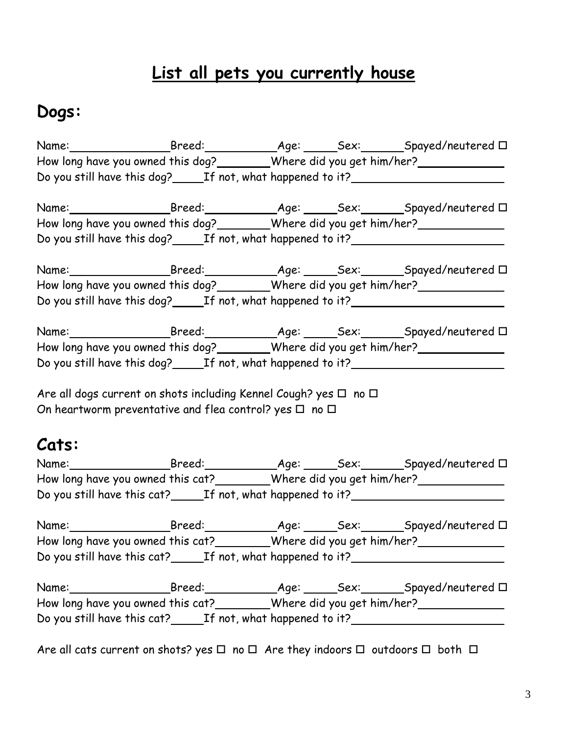# List all pets you currently house

## Dogs:

Name:________________ Breed:___________ Age: _____ Sex:_______ Spayed/neutered ☐
How long have you owned this dog?________ Where did you get him/her?_____________
Do you still have this dog?_____ If not, what happened to it?______________________

Name:________________ Breed:___________ Age: _____ Sex:_______ Spayed/neutered ☐
How long have you owned this dog?________ Where did you get him/her?_____________
Do you still have this dog?_____ If not, what happened to it?______________________

Name:________________ Breed:___________ Age: _____ Sex:_______ Spayed/neutered ☐
How long have you owned this dog?________ Where did you get him/her?_____________
Do you still have this dog?_____ If not, what happened to it?______________________

Name:________________ Breed:___________ Age: _____ Sex:_______ Spayed/neutered ☐
How long have you owned this dog?________ Where did you get him/her?_____________
Do you still have this dog?_____ If not, what happened to it?______________________

Are all dogs current on shots including Kennel Cough? yes ☐ no ☐
On heartworm preventative and flea control? yes ☐ no ☐

## Cats:

Name:________________ Breed:___________ Age: _____ Sex:_______ Spayed/neutered ☐
How long have you owned this cat?________ Where did you get him/her?_____________
Do you still have this cat?_____ If not, what happened to it?______________________

Name:________________ Breed:___________ Age: _____ Sex:_______ Spayed/neutered ☐
How long have you owned this cat?________ Where did you get him/her?_____________
Do you still have this cat?_____ If not, what happened to it?______________________

Name:________________ Breed:___________ Age: _____ Sex:_______ Spayed/neutered ☐
How long have you owned this cat?________ Where did you get him/her?_____________
Do you still have this cat?_____ If not, what happened to it?______________________

Are all cats current on shots? yes ☐ no ☐ Are they indoors ☐ outdoors ☐ both ☐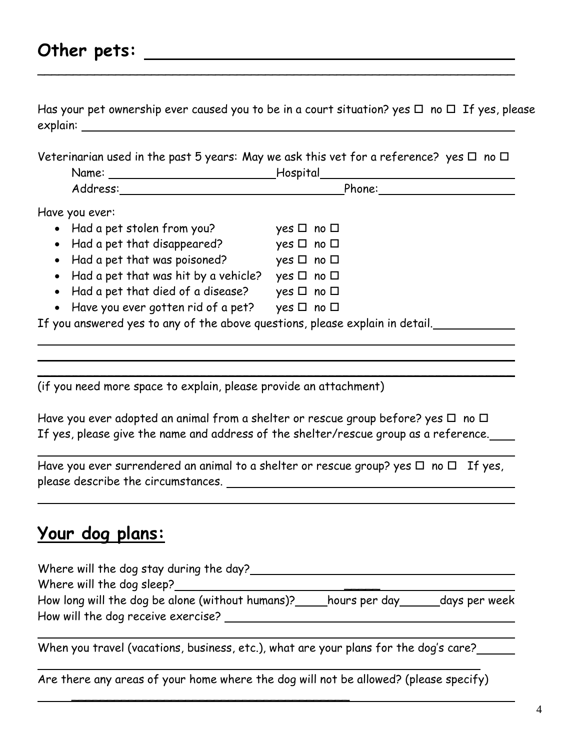## **Other pets:** ______________________________

_______________________________________________

Has your pet ownership ever caused you to be in a court situation? yes ☐ no ☐ If yes, please explain: ______________________________

Veterinarian used in the past 5 years: May we ask this vet for a reference? yes ☐ no ☐

Name: ____________________ Hospital ____________________

Address: ____________________ Phone: ____________________

Have you ever:

- Had a pet stolen from you? yes ☐ no ☐
- Had a pet that disappeared? yes ☐ no ☐
- Had a pet that was poisoned? yes ☐ no ☐
- Had a pet that was hit by a vehicle? yes ☐ no ☐
- Had a pet that died of a disease? yes ☐ no ☐
- Have you ever gotten rid of a pet? yes ☐ no ☐

If you answered yes to any of the above questions, please explain in detail. __________

_______________________________________________

_______________________________________________

_______________________________________________

(if you need more space to explain, please provide an attachment)

Have you ever adopted an animal from a shelter or rescue group before? yes ☐ no ☐
If yes, please give the name and address of the shelter/rescue group as a reference. ____

_______________________________________________

Have you ever surrendered an animal to a shelter or rescue group? yes ☐ no ☐ If yes, please describe the circumstances. ______________________________

_______________________________________________

## **Your dog plans:**

Where will the dog stay during the day? ______________________________

Where will the dog sleep? ______________________________

How long will the dog be alone (without humans)? _____ hours per day _____ days per week

How will the dog receive exercise? ______________________________

_______________________________________________

When you travel (vacations, business, etc.), what are your plans for the dog's care? _____

_______________________________________________

Are there any areas of your home where the dog will not be allowed? (please specify)

_______________________________________________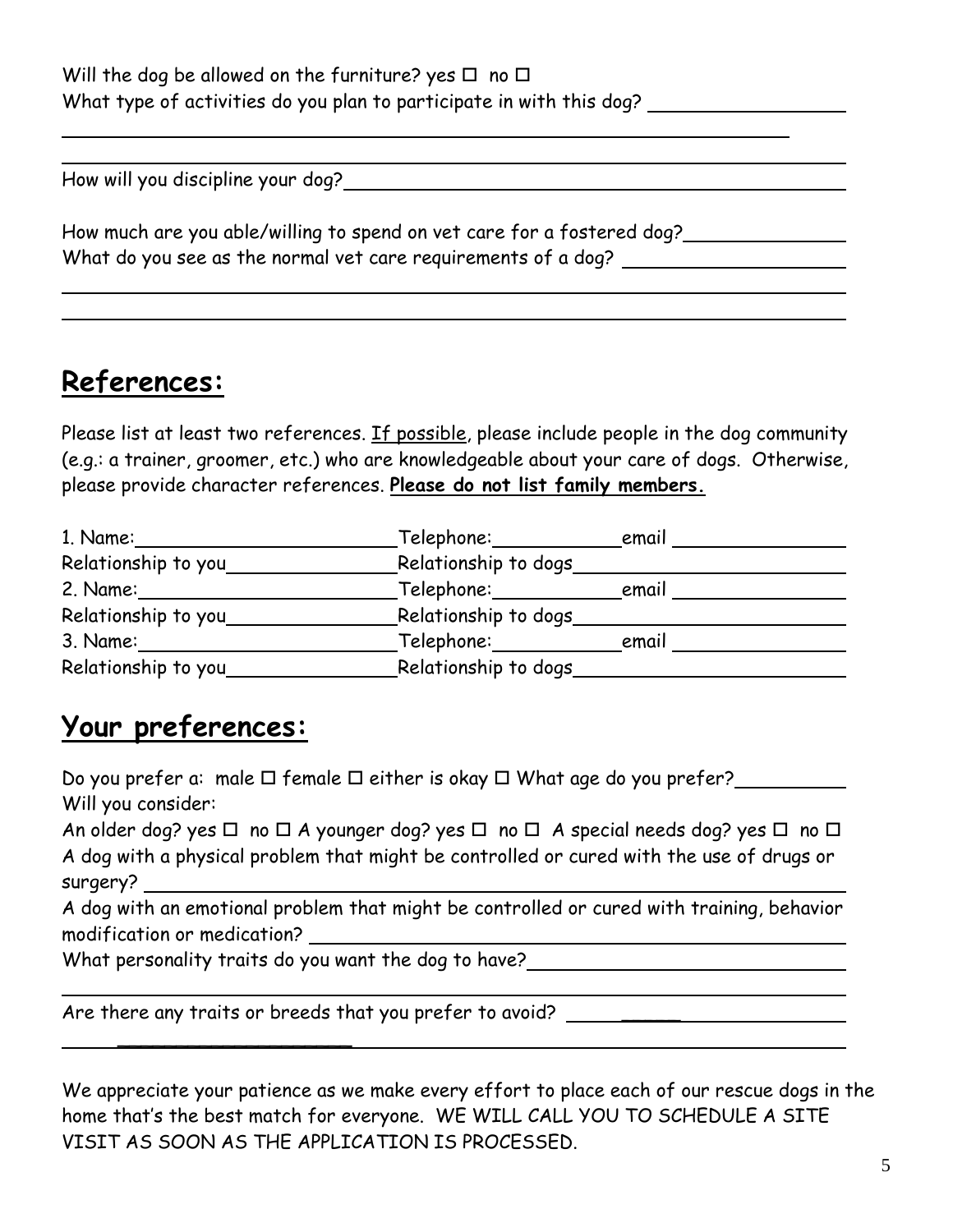Will the dog be allowed on the furniture? yes ☐ no ☐

What type of activities do you plan to participate in with this dog? ____________________

________________________________________________________________________________

________________________________________________________________________________

How will you discipline your dog? ____________________________________________________

How much are you able/willing to spend on vet care for a fostered dog? ________________

What do you see as the normal vet care requirements of a dog? ______________________

________________________________________________________________________________

________________________________________________________________________________

## References:

Please list at least two references. If possible, please include people in the dog community (e.g.: a trainer, groomer, etc.) who are knowledgeable about your care of dogs. Otherwise, please provide character references. **Please do not list family members.**

1. Name: ______________________ Telephone: ____________ email ________________
Relationship to you ________________ Relationship to dogs ________________________
2. Name: ______________________ Telephone: ____________ email ________________
Relationship to you ________________ Relationship to dogs ________________________
3. Name: ______________________ Telephone: ____________ email ________________
Relationship to you ________________ Relationship to dogs ________________________

## Your preferences:

Do you prefer a: male ☐ female ☐ either is okay ☐ What age do you prefer? __________

Will you consider:

An older dog? yes ☐ no ☐ A younger dog? yes ☐ no ☐ A special needs dog? yes ☐ no ☐

A dog with a physical problem that might be controlled or cured with the use of drugs or surgery? ________________________________________________________________

A dog with an emotional problem that might be controlled or cured with training, behavior modification or medication? ______________________________________________

What personality traits do you want the dog to have? ______________________________

________________________________________________________________________________

Are there any traits or breeds that you prefer to avoid? ____________________________

________________________________________________________________________________

We appreciate your patience as we make every effort to place each of our rescue dogs in the home that's the best match for everyone. WE WILL CALL YOU TO SCHEDULE A SITE VISIT AS SOON AS THE APPLICATION IS PROCESSED.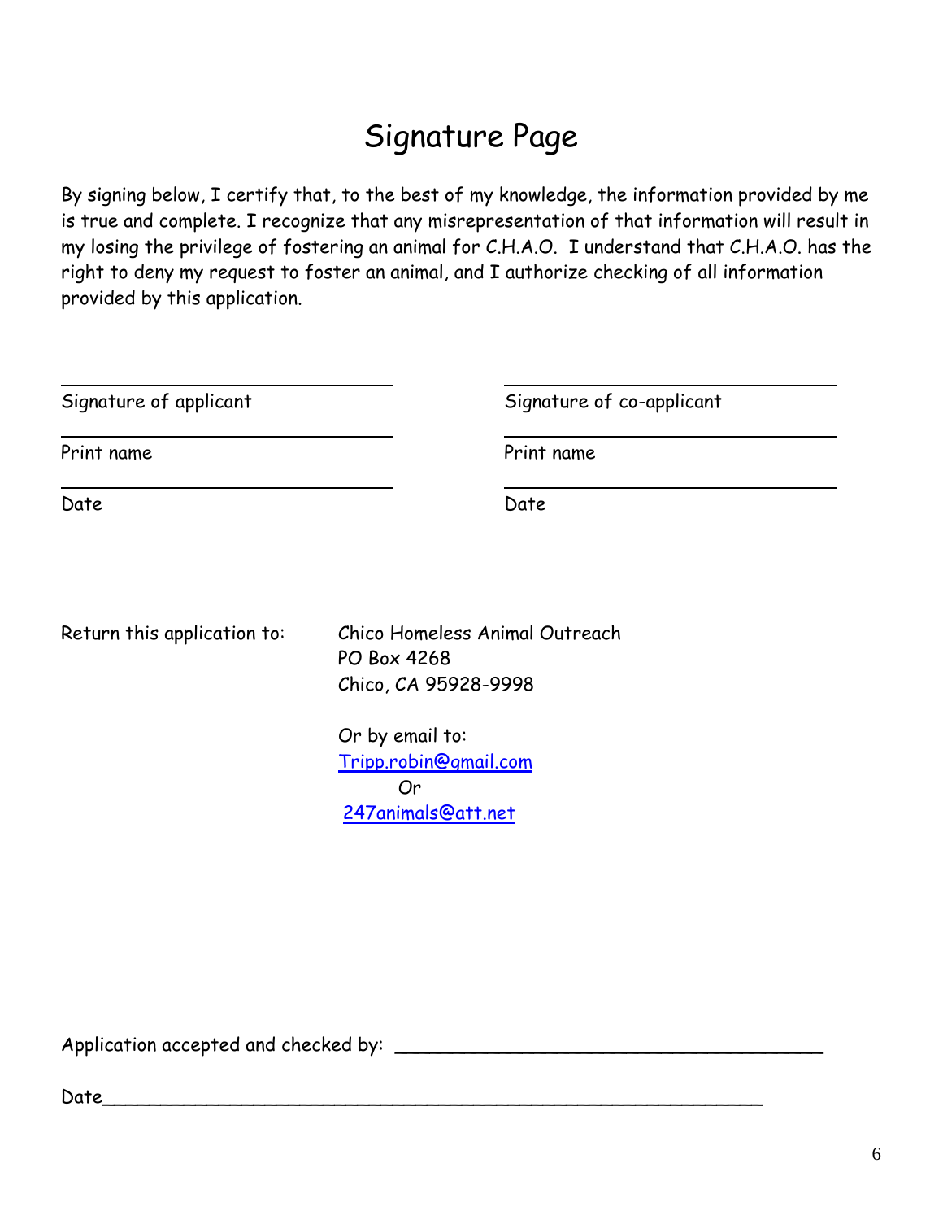# Signature Page

By signing below, I certify that, to the best of my knowledge, the information provided by me is true and complete. I recognize that any misrepresentation of that information will result in my losing the privilege of fostering an animal for C.H.A.O. I understand that C.H.A.O. has the right to deny my request to foster an animal, and I authorize checking of all information provided by this application.

| | |
|---|---|
| \_\_\_\_\_\_\_\_\_\_\_\_\_\_\_\_\_\_\_\_\_\_\_\_\_\_\_\_\_\_\_\_ | \_\_\_\_\_\_\_\_\_\_\_\_\_\_\_\_\_\_\_\_\_\_\_\_\_\_\_\_\_\_\_\_ |
| Signature of applicant | Signature of co-applicant |
| \_\_\_\_\_\_\_\_\_\_\_\_\_\_\_\_\_\_\_\_\_\_\_\_\_\_\_\_\_\_\_\_ | \_\_\_\_\_\_\_\_\_\_\_\_\_\_\_\_\_\_\_\_\_\_\_\_\_\_\_\_\_\_\_\_ |
| Print name | Print name |
| \_\_\_\_\_\_\_\_\_\_\_\_\_\_\_\_\_\_\_\_\_\_\_\_\_\_\_\_\_\_\_\_ | \_\_\_\_\_\_\_\_\_\_\_\_\_\_\_\_\_\_\_\_\_\_\_\_\_\_\_\_\_\_\_\_ |
| Date | Date |

Return this application to:

Chico Homeless Animal Outreach
PO Box 4268
Chico, CA 95928-9998

Or by email to:
Tripp.robin@gmail.com
Or
247animals@att.net

Application accepted and checked by: \_\_\_\_\_\_\_\_\_\_\_\_\_\_\_\_\_\_\_\_\_\_\_\_\_\_\_\_\_\_\_\_\_\_\_\_\_\_\_\_

Date\_\_\_\_\_\_\_\_\_\_\_\_\_\_\_\_\_\_\_\_\_\_\_\_\_\_\_\_\_\_\_\_\_\_\_\_\_\_\_\_\_\_\_\_\_\_\_\_\_\_\_\_\_\_\_\_\_\_\_\_